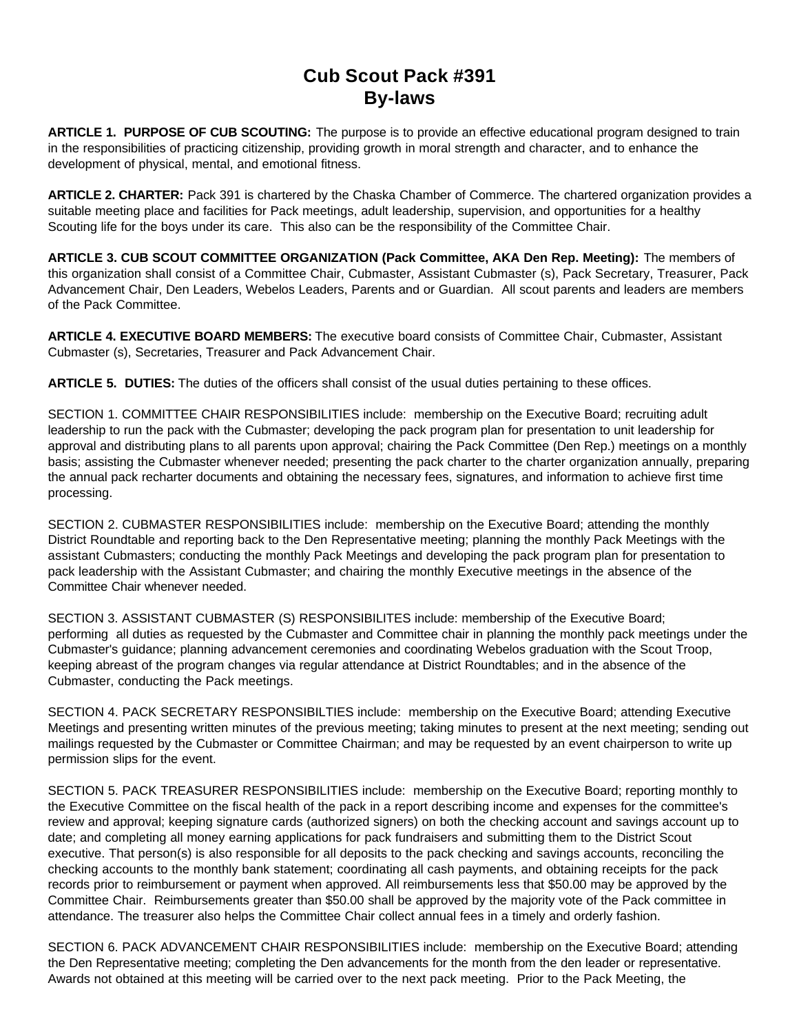# Cub Scout Pack #391
# By-laws

**ARTICLE 1. PURPOSE OF CUB SCOUTING:** The purpose is to provide an effective educational program designed to train in the responsibilities of practicing citizenship, providing growth in moral strength and character, and to enhance the development of physical, mental, and emotional fitness.

**ARTICLE 2. CHARTER:** Pack 391 is chartered by the Chaska Chamber of Commerce. The chartered organization provides a suitable meeting place and facilities for Pack meetings, adult leadership, supervision, and opportunities for a healthy Scouting life for the boys under its care. This also can be the responsibility of the Committee Chair.

**ARTICLE 3. CUB SCOUT COMMITTEE ORGANIZATION (Pack Committee, AKA Den Rep. Meeting):** The members of this organization shall consist of a Committee Chair, Cubmaster, Assistant Cubmaster (s), Pack Secretary, Treasurer, Pack Advancement Chair, Den Leaders, Webelos Leaders, Parents and or Guardian. All scout parents and leaders are members of the Pack Committee.

**ARTICLE 4. EXECUTIVE BOARD MEMBERS:** The executive board consists of Committee Chair, Cubmaster, Assistant Cubmaster (s), Secretaries, Treasurer and Pack Advancement Chair.

**ARTICLE 5. DUTIES:** The duties of the officers shall consist of the usual duties pertaining to these offices.

SECTION 1. COMMITTEE CHAIR RESPONSIBILITIES include: membership on the Executive Board; recruiting adult leadership to run the pack with the Cubmaster; developing the pack program plan for presentation to unit leadership for approval and distributing plans to all parents upon approval; chairing the Pack Committee (Den Rep.) meetings on a monthly basis; assisting the Cubmaster whenever needed; presenting the pack charter to the charter organization annually, preparing the annual pack recharter documents and obtaining the necessary fees, signatures, and information to achieve first time processing.

SECTION 2. CUBMASTER RESPONSIBILITIES include: membership on the Executive Board; attending the monthly District Roundtable and reporting back to the Den Representative meeting; planning the monthly Pack Meetings with the assistant Cubmasters; conducting the monthly Pack Meetings and developing the pack program plan for presentation to pack leadership with the Assistant Cubmaster; and chairing the monthly Executive meetings in the absence of the Committee Chair whenever needed.

SECTION 3. ASSISTANT CUBMASTER (S) RESPONSIBILITES include: membership of the Executive Board; performing all duties as requested by the Cubmaster and Committee chair in planning the monthly pack meetings under the Cubmaster's guidance; planning advancement ceremonies and coordinating Webelos graduation with the Scout Troop, keeping abreast of the program changes via regular attendance at District Roundtables; and in the absence of the Cubmaster, conducting the Pack meetings.

SECTION 4. PACK SECRETARY RESPONSIBILTIES include: membership on the Executive Board; attending Executive Meetings and presenting written minutes of the previous meeting; taking minutes to present at the next meeting; sending out mailings requested by the Cubmaster or Committee Chairman; and may be requested by an event chairperson to write up permission slips for the event.

SECTION 5. PACK TREASURER RESPONSIBILITIES include: membership on the Executive Board; reporting monthly to the Executive Committee on the fiscal health of the pack in a report describing income and expenses for the committee's review and approval; keeping signature cards (authorized signers) on both the checking account and savings account up to date; and completing all money earning applications for pack fundraisers and submitting them to the District Scout executive. That person(s) is also responsible for all deposits to the pack checking and savings accounts, reconciling the checking accounts to the monthly bank statement; coordinating all cash payments, and obtaining receipts for the pack records prior to reimbursement or payment when approved. All reimbursements less that $50.00 may be approved by the Committee Chair. Reimbursements greater than $50.00 shall be approved by the majority vote of the Pack committee in attendance. The treasurer also helps the Committee Chair collect annual fees in a timely and orderly fashion.

SECTION 6. PACK ADVANCEMENT CHAIR RESPONSIBILITIES include: membership on the Executive Board; attending the Den Representative meeting; completing the Den advancements for the month from the den leader or representative. Awards not obtained at this meeting will be carried over to the next pack meeting. Prior to the Pack Meeting, the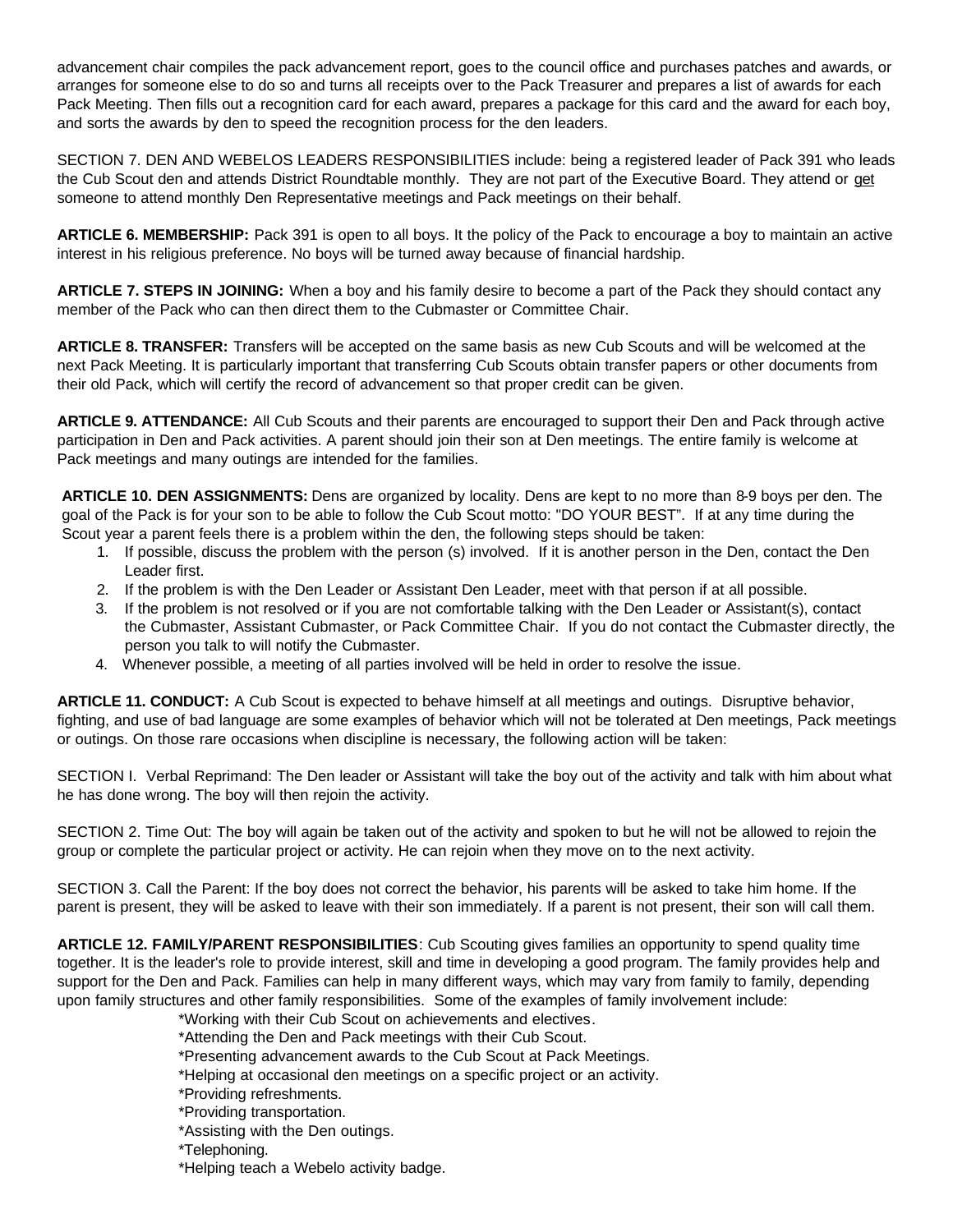advancement chair compiles the pack advancement report, goes to the council office and purchases patches and awards, or arranges for someone else to do so and turns all receipts over to the Pack Treasurer and prepares a list of awards for each Pack Meeting. Then fills out a recognition card for each award, prepares a package for this card and the award for each boy, and sorts the awards by den to speed the recognition process for the den leaders.

SECTION 7. DEN AND WEBELOS LEADERS RESPONSIBILITIES include: being a registered leader of Pack 391 who leads the Cub Scout den and attends District Roundtable monthly. They are not part of the Executive Board. They attend or get someone to attend monthly Den Representative meetings and Pack meetings on their behalf.

**ARTICLE 6. MEMBERSHIP:** Pack 391 is open to all boys. It the policy of the Pack to encourage a boy to maintain an active interest in his religious preference. No boys will be turned away because of financial hardship.

**ARTICLE 7. STEPS IN JOINING:** When a boy and his family desire to become a part of the Pack they should contact any member of the Pack who can then direct them to the Cubmaster or Committee Chair.

**ARTICLE 8. TRANSFER:** Transfers will be accepted on the same basis as new Cub Scouts and will be welcomed at the next Pack Meeting. It is particularly important that transferring Cub Scouts obtain transfer papers or other documents from their old Pack, which will certify the record of advancement so that proper credit can be given.

**ARTICLE 9. ATTENDANCE:** All Cub Scouts and their parents are encouraged to support their Den and Pack through active participation in Den and Pack activities. A parent should join their son at Den meetings. The entire family is welcome at Pack meetings and many outings are intended for the families.

**ARTICLE 10. DEN ASSIGNMENTS:** Dens are organized by locality. Dens are kept to no more than 8-9 boys per den. The goal of the Pack is for your son to be able to follow the Cub Scout motto: "DO YOUR BEST". If at any time during the Scout year a parent feels there is a problem within the den, the following steps should be taken:

1. If possible, discuss the problem with the person (s) involved. If it is another person in the Den, contact the Den Leader first.
2. If the problem is with the Den Leader or Assistant Den Leader, meet with that person if at all possible.
3. If the problem is not resolved or if you are not comfortable talking with the Den Leader or Assistant(s), contact the Cubmaster, Assistant Cubmaster, or Pack Committee Chair. If you do not contact the Cubmaster directly, the person you talk to will notify the Cubmaster.
4. Whenever possible, a meeting of all parties involved will be held in order to resolve the issue.

**ARTICLE 11. CONDUCT:** A Cub Scout is expected to behave himself at all meetings and outings. Disruptive behavior, fighting, and use of bad language are some examples of behavior which will not be tolerated at Den meetings, Pack meetings or outings. On those rare occasions when discipline is necessary, the following action will be taken:

SECTION I. Verbal Reprimand: The Den leader or Assistant will take the boy out of the activity and talk with him about what he has done wrong. The boy will then rejoin the activity.

SECTION 2. Time Out: The boy will again be taken out of the activity and spoken to but he will not be allowed to rejoin the group or complete the particular project or activity. He can rejoin when they move on to the next activity.

SECTION 3. Call the Parent: If the boy does not correct the behavior, his parents will be asked to take him home. If the parent is present, they will be asked to leave with their son immediately. If a parent is not present, their son will call them.

**ARTICLE 12. FAMILY/PARENT RESPONSIBILITIES**: Cub Scouting gives families an opportunity to spend quality time together. It is the leader's role to provide interest, skill and time in developing a good program. The family provides help and support for the Den and Pack. Families can help in many different ways, which may vary from family to family, depending upon family structures and other family responsibilities. Some of the examples of family involvement include:

*Working with their Cub Scout on achievements and electives.
*Attending the Den and Pack meetings with their Cub Scout.
*Presenting advancement awards to the Cub Scout at Pack Meetings.
*Helping at occasional den meetings on a specific project or an activity.
*Providing refreshments.
*Providing transportation.
*Assisting with the Den outings.
*Telephoning.
*Helping teach a Webelo activity badge.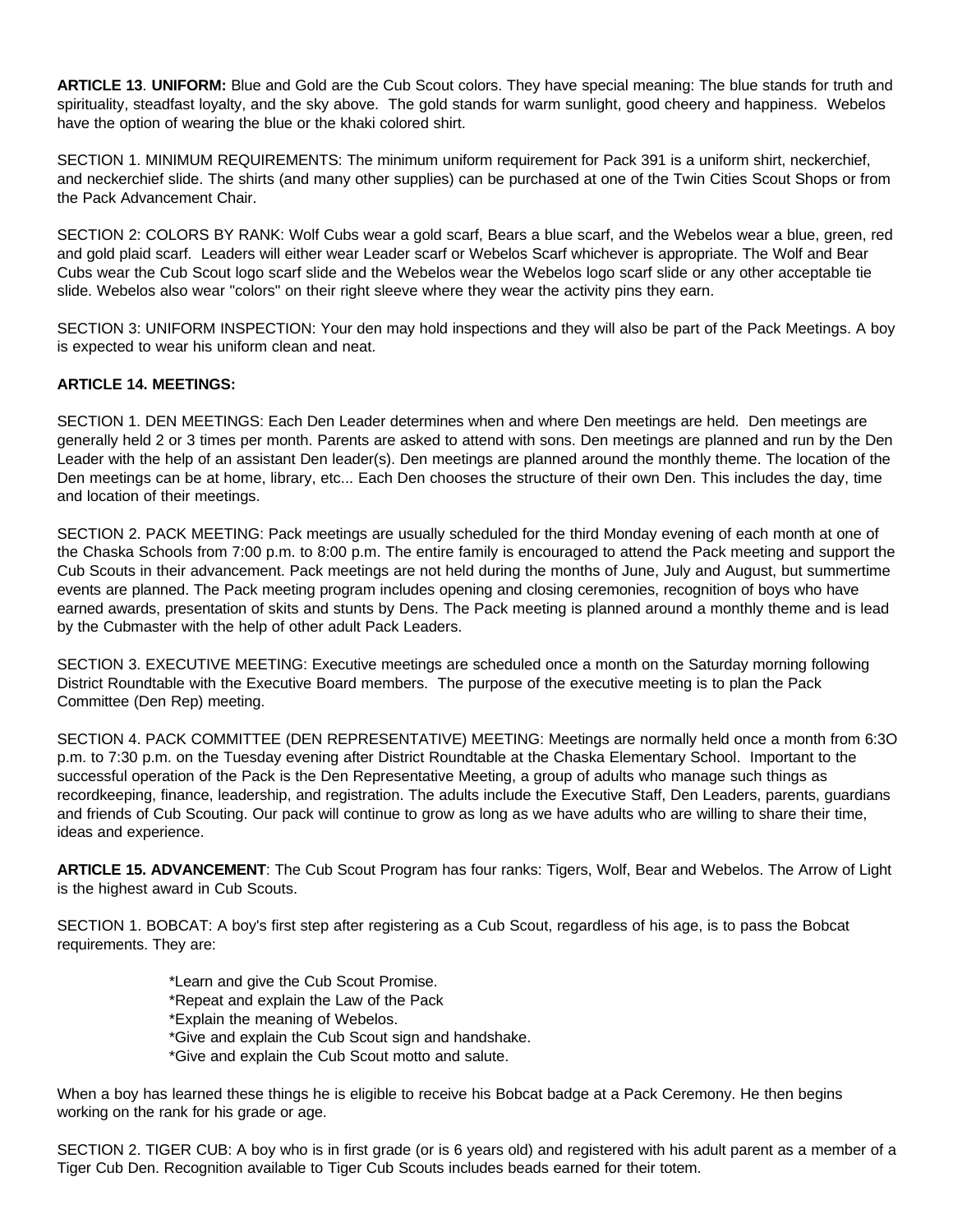**ARTICLE 13**. **UNIFORM:** Blue and Gold are the Cub Scout colors. They have special meaning: The blue stands for truth and spirituality, steadfast loyalty, and the sky above. The gold stands for warm sunlight, good cheery and happiness. Webelos have the option of wearing the blue or the khaki colored shirt.

SECTION 1. MINIMUM REQUIREMENTS: The minimum uniform requirement for Pack 391 is a uniform shirt, neckerchief, and neckerchief slide. The shirts (and many other supplies) can be purchased at one of the Twin Cities Scout Shops or from the Pack Advancement Chair.

SECTION 2: COLORS BY RANK: Wolf Cubs wear a gold scarf, Bears a blue scarf, and the Webelos wear a blue, green, red and gold plaid scarf. Leaders will either wear Leader scarf or Webelos Scarf whichever is appropriate. The Wolf and Bear Cubs wear the Cub Scout logo scarf slide and the Webelos wear the Webelos logo scarf slide or any other acceptable tie slide. Webelos also wear "colors" on their right sleeve where they wear the activity pins they earn.

SECTION 3: UNIFORM INSPECTION: Your den may hold inspections and they will also be part of the Pack Meetings. A boy is expected to wear his uniform clean and neat.

**ARTICLE 14. MEETINGS:**

SECTION 1. DEN MEETINGS: Each Den Leader determines when and where Den meetings are held. Den meetings are generally held 2 or 3 times per month. Parents are asked to attend with sons. Den meetings are planned and run by the Den Leader with the help of an assistant Den leader(s). Den meetings are planned around the monthly theme. The location of the Den meetings can be at home, library, etc... Each Den chooses the structure of their own Den. This includes the day, time and location of their meetings.

SECTION 2. PACK MEETING: Pack meetings are usually scheduled for the third Monday evening of each month at one of the Chaska Schools from 7:00 p.m. to 8:00 p.m. The entire family is encouraged to attend the Pack meeting and support the Cub Scouts in their advancement. Pack meetings are not held during the months of June, July and August, but summertime events are planned. The Pack meeting program includes opening and closing ceremonies, recognition of boys who have earned awards, presentation of skits and stunts by Dens. The Pack meeting is planned around a monthly theme and is lead by the Cubmaster with the help of other adult Pack Leaders.

SECTION 3. EXECUTIVE MEETING: Executive meetings are scheduled once a month on the Saturday morning following District Roundtable with the Executive Board members. The purpose of the executive meeting is to plan the Pack Committee (Den Rep) meeting.

SECTION 4. PACK COMMITTEE (DEN REPRESENTATIVE) MEETING: Meetings are normally held once a month from 6:3O p.m. to 7:30 p.m. on the Tuesday evening after District Roundtable at the Chaska Elementary School. Important to the successful operation of the Pack is the Den Representative Meeting, a group of adults who manage such things as recordkeeping, finance, leadership, and registration. The adults include the Executive Staff, Den Leaders, parents, guardians and friends of Cub Scouting. Our pack will continue to grow as long as we have adults who are willing to share their time, ideas and experience.

**ARTICLE 15. ADVANCEMENT**: The Cub Scout Program has four ranks: Tigers, Wolf, Bear and Webelos. The Arrow of Light is the highest award in Cub Scouts.

SECTION 1. BOBCAT: A boy's first step after registering as a Cub Scout, regardless of his age, is to pass the Bobcat requirements. They are:

- *Learn and give the Cub Scout Promise.
- *Repeat and explain the Law of the Pack
- *Explain the meaning of Webelos.
- *Give and explain the Cub Scout sign and handshake.
- *Give and explain the Cub Scout motto and salute.

When a boy has learned these things he is eligible to receive his Bobcat badge at a Pack Ceremony. He then begins working on the rank for his grade or age.

SECTION 2. TIGER CUB: A boy who is in first grade (or is 6 years old) and registered with his adult parent as a member of a Tiger Cub Den. Recognition available to Tiger Cub Scouts includes beads earned for their totem.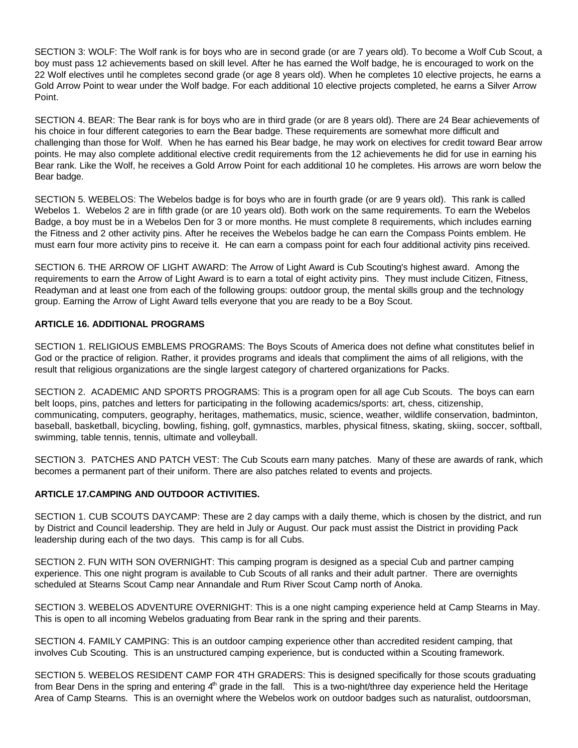SECTION 3: WOLF: The Wolf rank is for boys who are in second grade (or are 7 years old). To become a Wolf Cub Scout, a boy must pass 12 achievements based on skill level. After he has earned the Wolf badge, he is encouraged to work on the 22 Wolf electives until he completes second grade (or age 8 years old). When he completes 10 elective projects, he earns a Gold Arrow Point to wear under the Wolf badge. For each additional 10 elective projects completed, he earns a Silver Arrow Point.

SECTION 4. BEAR: The Bear rank is for boys who are in third grade (or are 8 years old). There are 24 Bear achievements of his choice in four different categories to earn the Bear badge. These requirements are somewhat more difficult and challenging than those for Wolf. When he has earned his Bear badge, he may work on electives for credit toward Bear arrow points. He may also complete additional elective credit requirements from the 12 achievements he did for use in earning his Bear rank. Like the Wolf, he receives a Gold Arrow Point for each additional 10 he completes. His arrows are worn below the Bear badge.

SECTION 5. WEBELOS: The Webelos badge is for boys who are in fourth grade (or are 9 years old). This rank is called Webelos 1. Webelos 2 are in fifth grade (or are 10 years old). Both work on the same requirements. To earn the Webelos Badge, a boy must be in a Webelos Den for 3 or more months. He must complete 8 requirements, which includes earning the Fitness and 2 other activity pins. After he receives the Webelos badge he can earn the Compass Points emblem. He must earn four more activity pins to receive it. He can earn a compass point for each four additional activity pins received.

SECTION 6. THE ARROW OF LIGHT AWARD: The Arrow of Light Award is Cub Scouting's highest award. Among the requirements to earn the Arrow of Light Award is to earn a total of eight activity pins. They must include Citizen, Fitness, Readyman and at least one from each of the following groups: outdoor group, the mental skills group and the technology group. Earning the Arrow of Light Award tells everyone that you are ready to be a Boy Scout.

**ARTICLE 16. ADDITIONAL PROGRAMS**

SECTION 1. RELIGIOUS EMBLEMS PROGRAMS: The Boys Scouts of America does not define what constitutes belief in God or the practice of religion. Rather, it provides programs and ideals that compliment the aims of all religions, with the result that religious organizations are the single largest category of chartered organizations for Packs.

SECTION 2. ACADEMIC AND SPORTS PROGRAMS: This is a program open for all age Cub Scouts. The boys can earn belt loops, pins, patches and letters for participating in the following academics/sports: art, chess, citizenship, communicating, computers, geography, heritages, mathematics, music, science, weather, wildlife conservation, badminton, baseball, basketball, bicycling, bowling, fishing, golf, gymnastics, marbles, physical fitness, skating, skiing, soccer, softball, swimming, table tennis, tennis, ultimate and volleyball.

SECTION 3. PATCHES AND PATCH VEST: The Cub Scouts earn many patches. Many of these are awards of rank, which becomes a permanent part of their uniform. There are also patches related to events and projects.

**ARTICLE 17.CAMPING AND OUTDOOR ACTIVITIES.**

SECTION 1. CUB SCOUTS DAYCAMP: These are 2 day camps with a daily theme, which is chosen by the district, and run by District and Council leadership. They are held in July or August. Our pack must assist the District in providing Pack leadership during each of the two days. This camp is for all Cubs.

SECTION 2. FUN WITH SON OVERNIGHT: This camping program is designed as a special Cub and partner camping experience. This one night program is available to Cub Scouts of all ranks and their adult partner. There are overnights scheduled at Stearns Scout Camp near Annandale and Rum River Scout Camp north of Anoka.

SECTION 3. WEBELOS ADVENTURE OVERNIGHT: This is a one night camping experience held at Camp Stearns in May. This is open to all incoming Webelos graduating from Bear rank in the spring and their parents.

SECTION 4. FAMILY CAMPING: This is an outdoor camping experience other than accredited resident camping, that involves Cub Scouting. This is an unstructured camping experience, but is conducted within a Scouting framework.

SECTION 5. WEBELOS RESIDENT CAMP FOR 4TH GRADERS: This is designed specifically for those scouts graduating from Bear Dens in the spring and entering 4th grade in the fall. This is a two-night/three day experience held the Heritage Area of Camp Stearns. This is an overnight where the Webelos work on outdoor badges such as naturalist, outdoorsman,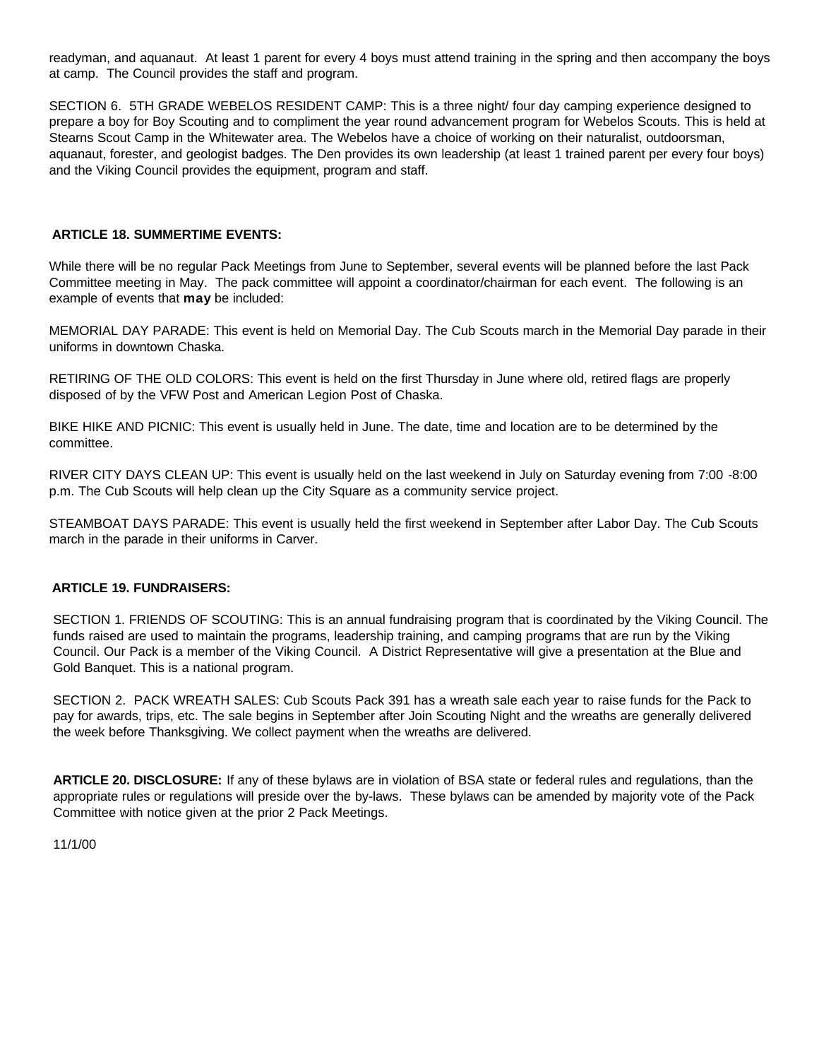readyman, and aquanaut. At least 1 parent for every 4 boys must attend training in the spring and then accompany the boys at camp. The Council provides the staff and program.

SECTION 6. 5TH GRADE WEBELOS RESIDENT CAMP: This is a three night/ four day camping experience designed to prepare a boy for Boy Scouting and to compliment the year round advancement program for Webelos Scouts. This is held at Stearns Scout Camp in the Whitewater area. The Webelos have a choice of working on their naturalist, outdoorsman, aquanaut, forester, and geologist badges. The Den provides its own leadership (at least 1 trained parent per every four boys) and the Viking Council provides the equipment, program and staff.

**ARTICLE 18. SUMMERTIME EVENTS:**

While there will be no regular Pack Meetings from June to September, several events will be planned before the last Pack Committee meeting in May. The pack committee will appoint a coordinator/chairman for each event. The following is an example of events that **may** be included:

MEMORIAL DAY PARADE: This event is held on Memorial Day. The Cub Scouts march in the Memorial Day parade in their uniforms in downtown Chaska.

RETIRING OF THE OLD COLORS: This event is held on the first Thursday in June where old, retired flags are properly disposed of by the VFW Post and American Legion Post of Chaska.

BIKE HIKE AND PICNIC: This event is usually held in June. The date, time and location are to be determined by the committee.

RIVER CITY DAYS CLEAN UP: This event is usually held on the last weekend in July on Saturday evening from 7:00 -8:00 p.m. The Cub Scouts will help clean up the City Square as a community service project.

STEAMBOAT DAYS PARADE: This event is usually held the first weekend in September after Labor Day. The Cub Scouts march in the parade in their uniforms in Carver.

**ARTICLE 19. FUNDRAISERS:**

SECTION 1. FRIENDS OF SCOUTING: This is an annual fundraising program that is coordinated by the Viking Council. The funds raised are used to maintain the programs, leadership training, and camping programs that are run by the Viking Council. Our Pack is a member of the Viking Council. A District Representative will give a presentation at the Blue and Gold Banquet. This is a national program.

SECTION 2. PACK WREATH SALES: Cub Scouts Pack 391 has a wreath sale each year to raise funds for the Pack to pay for awards, trips, etc. The sale begins in September after Join Scouting Night and the wreaths are generally delivered the week before Thanksgiving. We collect payment when the wreaths are delivered.

**ARTICLE 20. DISCLOSURE:** If any of these bylaws are in violation of BSA state or federal rules and regulations, than the appropriate rules or regulations will preside over the by-laws. These bylaws can be amended by majority vote of the Pack Committee with notice given at the prior 2 Pack Meetings.

11/1/00